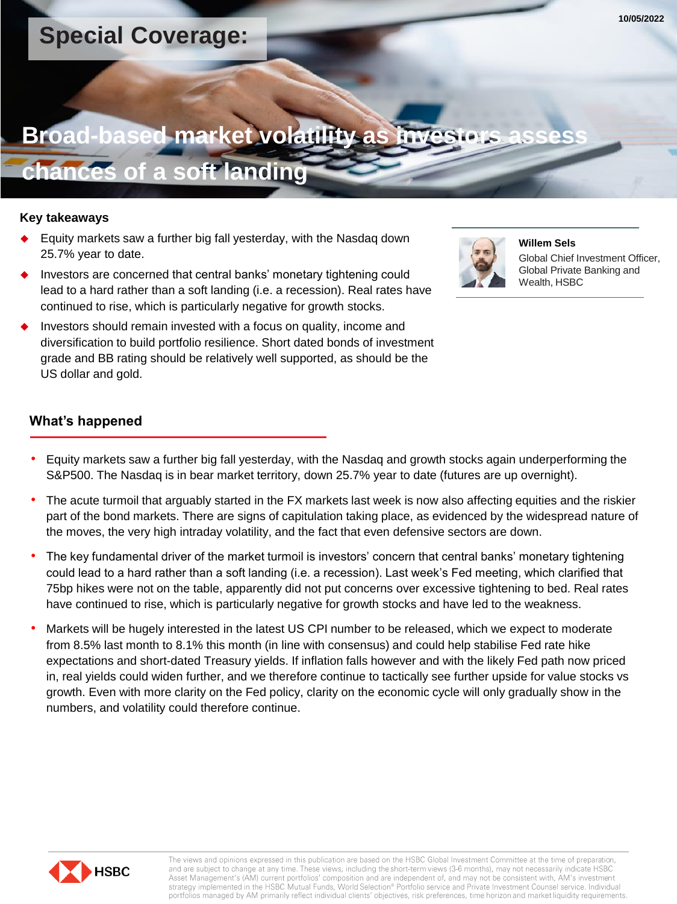10/05/2022

# Special Coverage:

# Broad-based market volatility as investors assess chances of a soft landing

**Key takeaways**

- Equity markets saw a further big fall yesterday, with the Nasdaq down 25.7% year to date.
- Investors are concerned that central banks' monetary tightening could lead to a hard rather than a soft landing (i.e. a recession). Real rates have continued to rise, which is particularly negative for growth stocks.
- Investors should remain invested with a focus on quality, income and diversification to build portfolio resilience. Short dated bonds of investment grade and BB rating should be relatively well supported, as should be the US dollar and gold.

**Willem Sels**
Global Chief Investment Officer, Global Private Banking and Wealth, HSBC

## What's happened

- Equity markets saw a further big fall yesterday, with the Nasdaq and growth stocks again underperforming the S&P500. The Nasdaq is in bear market territory, down 25.7% year to date (futures are up overnight).
- The acute turmoil that arguably started in the FX markets last week is now also affecting equities and the riskier part of the bond markets. There are signs of capitulation taking place, as evidenced by the widespread nature of the moves, the very high intraday volatility, and the fact that even defensive sectors are down.
- The key fundamental driver of the market turmoil is investors' concern that central banks' monetary tightening could lead to a hard rather than a soft landing (i.e. a recession). Last week's Fed meeting, which clarified that 75bp hikes were not on the table, apparently did not put concerns over excessive tightening to bed. Real rates have continued to rise, which is particularly negative for growth stocks and have led to the weakness.
- Markets will be hugely interested in the latest US CPI number to be released, which we expect to moderate from 8.5% last month to 8.1% this month (in line with consensus) and could help stabilise Fed rate hike expectations and short-dated Treasury yields. If inflation falls however and with the likely Fed path now priced in, real yields could widen further, and we therefore continue to tactically see further upside for value stocks vs growth. Even with more clarity on the Fed policy, clarity on the economic cycle will only gradually show in the numbers, and volatility could therefore continue.

The views and opinions expressed in this publication are based on the HSBC Global Investment Committee at the time of preparation, and are subject to change at any time. These views, including the short-term views (3-6 months), may not necessarily indicate HSBC Asset Management's (AM) current portfolios' composition and are independent of, and may not be consistent with, AM's investment strategy implemented in the HSBC Mutual Funds, World Selection® Portfolio service and Private Investment Counsel service. Individual portfolios managed by AM primarily reflect individual clients' objectives, risk preferences, time horizon and market liquidity requirements.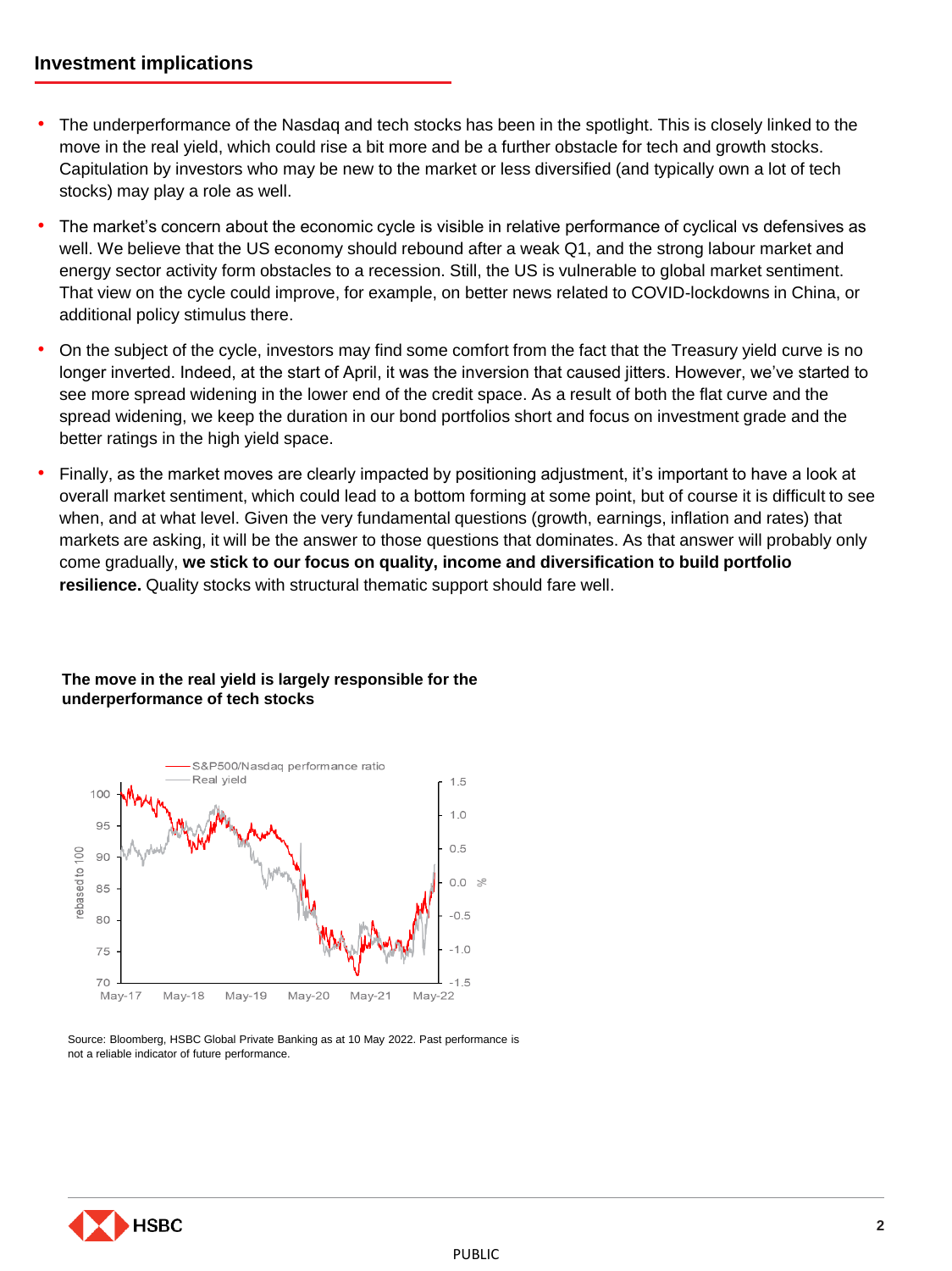## Investment implications

- The underperformance of the Nasdaq and tech stocks has been in the spotlight. This is closely linked to the move in the real yield, which could rise a bit more and be a further obstacle for tech and growth stocks. Capitulation by investors who may be new to the market or less diversified (and typically own a lot of tech stocks) may play a role as well.
- The market's concern about the economic cycle is visible in relative performance of cyclical vs defensives as well. We believe that the US economy should rebound after a weak Q1, and the strong labour market and energy sector activity form obstacles to a recession. Still, the US is vulnerable to global market sentiment. That view on the cycle could improve, for example, on better news related to COVID-lockdowns in China, or additional policy stimulus there.
- On the subject of the cycle, investors may find some comfort from the fact that the Treasury yield curve is no longer inverted. Indeed, at the start of April, it was the inversion that caused jitters. However, we've started to see more spread widening in the lower end of the credit space. As a result of both the flat curve and the spread widening, we keep the duration in our bond portfolios short and focus on investment grade and the better ratings in the high yield space.
- Finally, as the market moves are clearly impacted by positioning adjustment, it's important to have a look at overall market sentiment, which could lead to a bottom forming at some point, but of course it is difficult to see when, and at what level. Given the very fundamental questions (growth, earnings, inflation and rates) that markets are asking, it will be the answer to those questions that dominates. As that answer will probably only come gradually, **we stick to our focus on quality, income and diversification to build portfolio resilience.** Quality stocks with structural thematic support should fare well.

**The move in the real yield is largely responsible for the underperformance of tech stocks**

Source: Bloomberg, HSBC Global Private Banking as at 10 May 2022. Past performance is not a reliable indicator of future performance.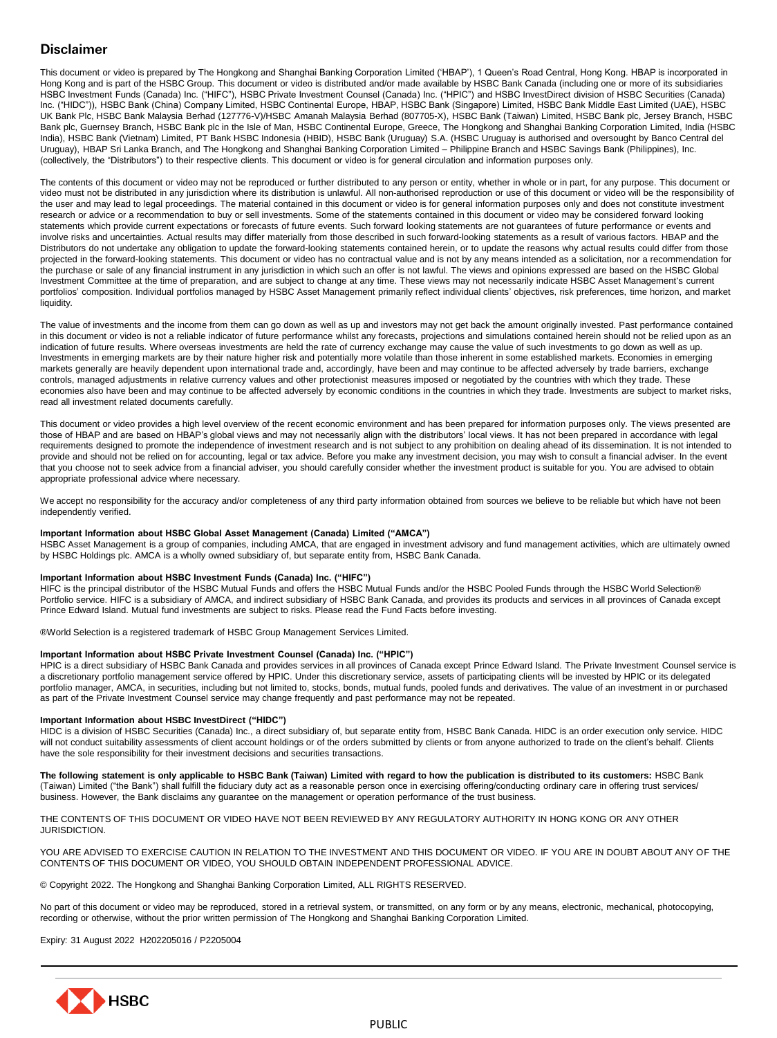## Disclaimer

This document or video is prepared by The Hongkong and Shanghai Banking Corporation Limited ('HBAP'), 1 Queen's Road Central, Hong Kong. HBAP is incorporated in Hong Kong and is part of the HSBC Group. This document or video is distributed and/or made available by HSBC Bank Canada (including one or more of its subsidiaries HSBC Investment Funds (Canada) Inc. ("HIFC"), HSBC Private Investment Counsel (Canada) Inc. ("HPIC") and HSBC InvestDirect division of HSBC Securities (Canada) Inc. ("HIDC")), HSBC Bank (China) Company Limited, HSBC Continental Europe, HBAP, HSBC Bank (Singapore) Limited, HSBC Bank Middle East Limited (UAE), HSBC UK Bank Plc, HSBC Bank Malaysia Berhad (127776-V)/HSBC Amanah Malaysia Berhad (807705-X), HSBC Bank (Taiwan) Limited, HSBC Bank plc, Jersey Branch, HSBC Bank plc, Guernsey Branch, HSBC Bank plc in the Isle of Man, HSBC Continental Europe, Greece, The Hongkong and Shanghai Banking Corporation Limited, India (HSBC India), HSBC Bank (Vietnam) Limited, PT Bank HSBC Indonesia (HBID), HSBC Bank (Uruguay) S.A. (HSBC Uruguay is authorised and oversought by Banco Central del Uruguay), HBAP Sri Lanka Branch, and The Hongkong and Shanghai Banking Corporation Limited – Philippine Branch and HSBC Savings Bank (Philippines), Inc. (collectively, the "Distributors") to their respective clients. This document or video is for general circulation and information purposes only.

The contents of this document or video may not be reproduced or further distributed to any person or entity, whether in whole or in part, for any purpose. This document or video must not be distributed in any jurisdiction where its distribution is unlawful. All non-authorised reproduction or use of this document or video will be the responsibility of the user and may lead to legal proceedings. The material contained in this document or video is for general information purposes only and does not constitute investment research or advice or a recommendation to buy or sell investments. Some of the statements contained in this document or video may be considered forward looking statements which provide current expectations or forecasts of future events. Such forward looking statements are not guarantees of future performance or events and involve risks and uncertainties. Actual results may differ materially from those described in such forward-looking statements as a result of various factors. HBAP and the Distributors do not undertake any obligation to update the forward-looking statements contained herein, or to update the reasons why actual results could differ from those projected in the forward-looking statements. This document or video has no contractual value and is not by any means intended as a solicitation, nor a recommendation for the purchase or sale of any financial instrument in any jurisdiction in which such an offer is not lawful. The views and opinions expressed are based on the HSBC Global Investment Committee at the time of preparation, and are subject to change at any time. These views may not necessarily indicate HSBC Asset Management's current portfolios' composition. Individual portfolios managed by HSBC Asset Management primarily reflect individual clients' objectives, risk preferences, time horizon, and market liquidity.

The value of investments and the income from them can go down as well as up and investors may not get back the amount originally invested. Past performance contained in this document or video is not a reliable indicator of future performance whilst any forecasts, projections and simulations contained herein should not be relied upon as an indication of future results. Where overseas investments are held the rate of currency exchange may cause the value of such investments to go down as well as up. Investments in emerging markets are by their nature higher risk and potentially more volatile than those inherent in some established markets. Economies in emerging markets generally are heavily dependent upon international trade and, accordingly, have been and may continue to be affected adversely by trade barriers, exchange controls, managed adjustments in relative currency values and other protectionist measures imposed or negotiated by the countries with which they trade. These economies also have been and may continue to be affected adversely by economic conditions in the countries in which they trade. Investments are subject to market risks, read all investment related documents carefully.

This document or video provides a high level overview of the recent economic environment and has been prepared for information purposes only. The views presented are those of HBAP and are based on HBAP's global views and may not necessarily align with the distributors' local views. It has not been prepared in accordance with legal requirements designed to promote the independence of investment research and is not subject to any prohibition on dealing ahead of its dissemination. It is not intended to provide and should not be relied on for accounting, legal or tax advice. Before you make any investment decision, you may wish to consult a financial adviser. In the event that you choose not to seek advice from a financial adviser, you should carefully consider whether the investment product is suitable for you. You are advised to obtain appropriate professional advice where necessary.

We accept no responsibility for the accuracy and/or completeness of any third party information obtained from sources we believe to be reliable but which have not been independently verified.

**Important Information about HSBC Global Asset Management (Canada) Limited ("AMCA")**
HSBC Asset Management is a group of companies, including AMCA, that are engaged in investment advisory and fund management activities, which are ultimately owned by HSBC Holdings plc. AMCA is a wholly owned subsidiary of, but separate entity from, HSBC Bank Canada.

**Important Information about HSBC Investment Funds (Canada) Inc. ("HIFC")**
HIFC is the principal distributor of the HSBC Mutual Funds and offers the HSBC Mutual Funds and/or the HSBC Pooled Funds through the HSBC World Selection® Portfolio service. HIFC is a subsidiary of AMCA, and indirect subsidiary of HSBC Bank Canada, and provides its products and services in all provinces of Canada except Prince Edward Island. Mutual fund investments are subject to risks. Please read the Fund Facts before investing.

®World Selection is a registered trademark of HSBC Group Management Services Limited.

**Important Information about HSBC Private Investment Counsel (Canada) Inc. ("HPIC")**
HPIC is a direct subsidiary of HSBC Bank Canada and provides services in all provinces of Canada except Prince Edward Island. The Private Investment Counsel service is a discretionary portfolio management service offered by HPIC. Under this discretionary service, assets of participating clients will be invested by HPIC or its delegated portfolio manager, AMCA, in securities, including but not limited to, stocks, bonds, mutual funds, pooled funds and derivatives. The value of an investment in or purchased as part of the Private Investment Counsel service may change frequently and past performance may not be repeated.

**Important Information about HSBC InvestDirect ("HIDC")**
HIDC is a division of HSBC Securities (Canada) Inc., a direct subsidiary of, but separate entity from, HSBC Bank Canada. HIDC is an order execution only service. HIDC will not conduct suitability assessments of client account holdings or of the orders submitted by clients or from anyone authorized to trade on the client's behalf. Clients have the sole responsibility for their investment decisions and securities transactions.

**The following statement is only applicable to HSBC Bank (Taiwan) Limited with regard to how the publication is distributed to its customers:** HSBC Bank (Taiwan) Limited ("the Bank") shall fulfill the fiduciary duty act as a reasonable person once in exercising offering/conducting ordinary care in offering trust services/ business. However, the Bank disclaims any guarantee on the management or operation performance of the trust business.

THE CONTENTS OF THIS DOCUMENT OR VIDEO HAVE NOT BEEN REVIEWED BY ANY REGULATORY AUTHORITY IN HONG KONG OR ANY OTHER JURISDICTION.

YOU ARE ADVISED TO EXERCISE CAUTION IN RELATION TO THE INVESTMENT AND THIS DOCUMENT OR VIDEO. IF YOU ARE IN DOUBT ABOUT ANY OF THE CONTENTS OF THIS DOCUMENT OR VIDEO, YOU SHOULD OBTAIN INDEPENDENT PROFESSIONAL ADVICE.

© Copyright 2022. The Hongkong and Shanghai Banking Corporation Limited, ALL RIGHTS RESERVED.

No part of this document or video may be reproduced, stored in a retrieval system, or transmitted, on any form or by any means, electronic, mechanical, photocopying, recording or otherwise, without the prior written permission of The Hongkong and Shanghai Banking Corporation Limited.

Expiry: 31 August 2022 H202205016 / P2205004

HSBC

PUBLIC